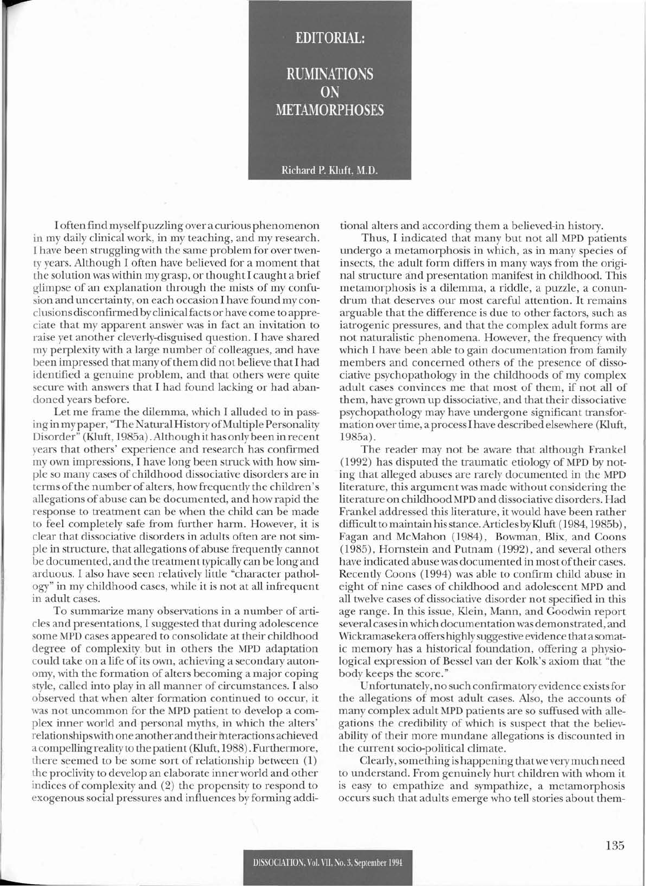# EDITORIAL:

## RUMINATIONS ON METAMORPHOSES

**Richard P. Kluft, M.D.**

I often find myself puzzling over a curious phenomenon in my daily clinical work, in my teaching, and my research. I have been struggling with the same problem for over twenty years. Although I often have believed for a moment that the solution was within my grasp, or thought I caught a brief glimpse of an explanation through the mists of my confusion and uncertainty, on each occasion I have found my conclusions disconfirmed by clinical facts or have come to appreciate that my apparent answer was in fact an invitation to raise yet another cleverly-disguised question. I have shared my perplexity with a large number of colleagues, and have been impressed that many of them did not believe that I had identified a genuine problem, and that others were quite secure with answers that I had found lacking or had abandoned years before.

Let me frame the dilemma, which I alluded to in passing in my paper, "The Natural History of Multiple Personality Disorder" (Kluft, 1985a). Although it has only been in recent years that others' experience and research has confirmed my own impressions, I have long been struck with how simple so many cases of childhood dissociative disorders are in terms of the number of alters, how frequently the children's allegations of abuse can be documented, and how rapid the response to treatment can be when the child can be made to feel completely safe from further harm. However, it is clear that dissociative disorders in adults often are not simple in structure, that allegations of abuse frequently cannot be documented, and the treatment typically can be long and arduous. I also have seen relatively little "character pathology" in my childhood cases, while it is not at all infrequent in adult cases.

To summarize many observations in a number of articles and presentations, I suggested that during adolescence some MPD cases appeared to consolidate at their childhood degree of complexity but in others the MPD adaptation could take on a life of its own, achieving a secondary autonomy, with the formation of alters becoming a major coping style, called into play in all manner of circumstances. I also observed that when alter formation continued to occur, it was not uncommon for the MPD patient to develop a complex inner world and personal myths, in which the alters' relationships with one another and their interactions achieved a compelling reality to the patient (Kluft, 1988). Furthermore, there seemed to be some sort of relationship between (1) the proclivity to develop an elaborate inner world and other indices of complexity and (2) the propensity to respond to exogenous social pressures and influences by forming additional alters and according them a believed-in history.

Thus, I indicated that many but not all MPD patients undergo a metamorphosis in which, as in many species of insects, the adult form differs in many ways from the original structure and presentation manifest in childhood. This metamorphosis is a dilemma, a riddle, a puzzle, a conundrum that deserves our most careful attention. It remains arguable that the difference is due to other factors, such as iatrogenic pressures, and that the complex adult forms are not naturalistic phenomena. However, the frequency with which I have been able to gain documentation from family members and concerned others of the presence of dissociative psychopathology in the childhoods of my complex adult cases convinces me that most of them, if not all of them, have grown up dissociative, and that their dissociative psychopathology may have undergone significant transformation over time, a process I have described elsewhere (Kluft, 1985a).

The reader may not be aware that although Frankel (1992) has disputed the traumatic etiology of MPD by noting that alleged abuses are rarely documented in the MPD literature, this argument was made without considering the literature on childhood MPD and dissociative disorders. Had Frankel addressed this literature, it would have been rather difficult to maintain his stance. Articles by Kluft (1984, 1985b), Fagan and McMahon (1984), Bowman, Blix, and Coons (1985), Hornstein and Putnam (1992), and several others have indicated abuse was documented in most of their cases. Recently Coons (1994) was able to confirm child abuse in eight of nine cases of childhood and adolescent MPD and all twelve cases of dissociative disorder not specified in this age range. In this issue, Klein, Mann, and Goodwin report several cases in which documentation was demonstrated, and Wickramasekera offers highly suggestive evidence that a somatic memory has a historical foundation, offering a physiological expression of Bessel van der Kolk's axiom that "the body keeps the score."

Unfortunately, no such confirmatory evidence exists for the allegations of most adult cases. Also, the accounts of many complex adult MPD patients are so suffused with allegations the credibility of which is suspect that the believability of their more mundane allegations is discounted in the current socio-political climate.

Clearly, something is happening that we very much need to understand. From genuinely hurt children with whom it is easy to empathize and sympathize, a metamorphosis occurs such that adults emerge who tell stories about them-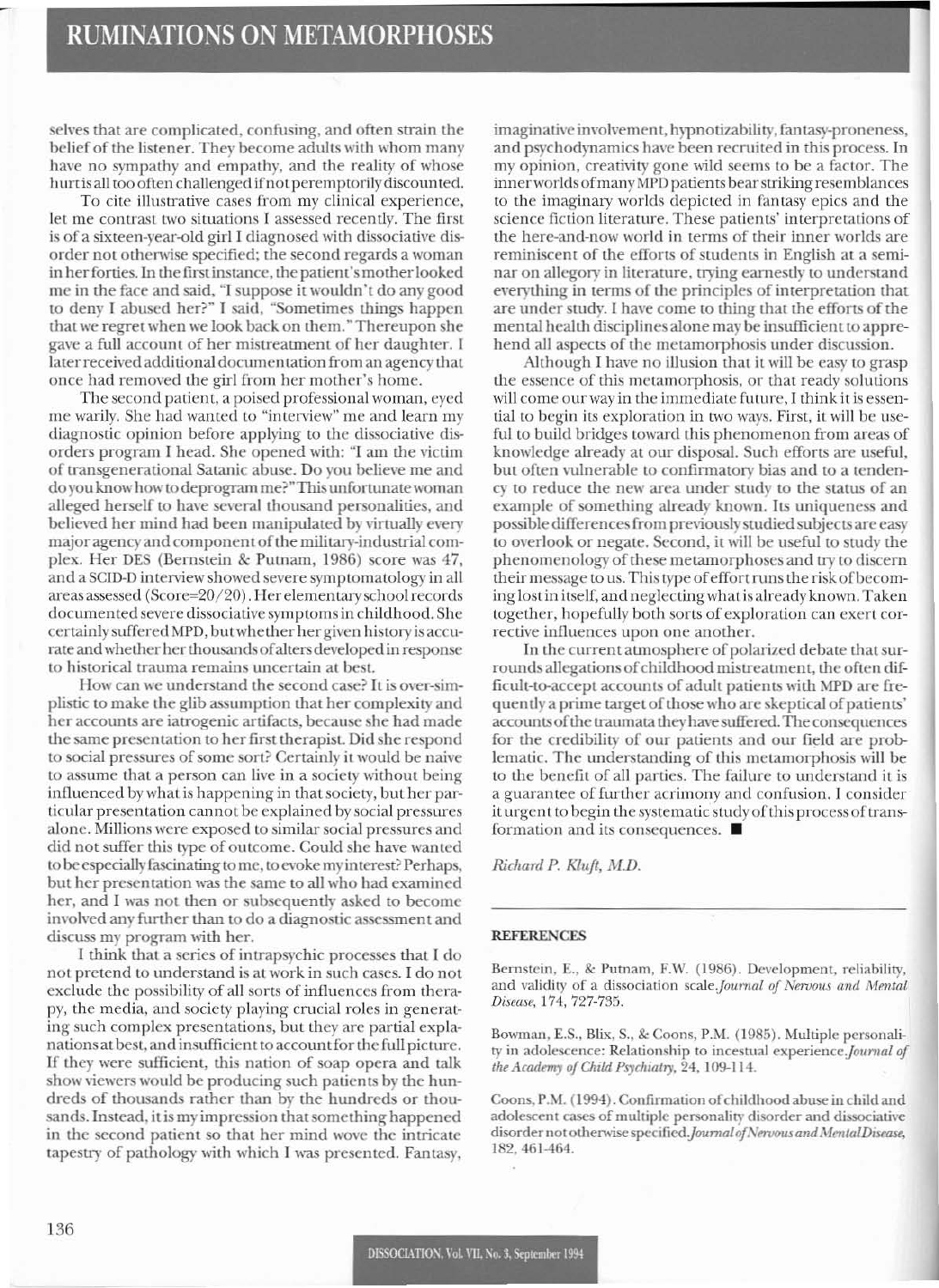selves that are complicated, confusing, and often strain the belief of the listener. They become adults with whom many have no sympathy and empathy, and the reality of whose hurt is all too often challenged if not peremptorily discounted.

To cite illustrative cases from my clinical experience, let me contrast two situations I assessed recently. The first is of a sixteen-year-old girl I diagnosed with dissociative disorder not otherwise specified; the second regards a woman in her forties. In the first instance, the patient's mother looked me in the face and said, "I suppose it wouldn't do any good to deny I abused her?" I said, "Sometimes things happen that we regret when we look back on them." Thereupon she gave a full account of her mistreatment of her daughter. I later received additional documentation from an agency that once had removed the girl from her mother's home.

The second patient, a poised professional woman, eyed me warily. She had wanted to "interview" me and learn my diagnostic opinion before applying to the dissociative disorders program I head. She opened with: "I am the victim of transgenerational Satanic abuse. Do you believe me and do you know how to deprogram me?" This unfortunate woman alleged herself to have several thousand personalities, and believed her mind had been manipulated by virtually every major agency and component of the military-industrial complex. Her DES (Bernstein & Putnam, 1986) score was 47, and a SCID-D interview showed severe symptomatology in all areas assessed (Score=20/20). Her elementary school records documented severe dissociative symptoms in childhood. She certainly suffered MPD, but whether her given history is accurate and whether her thousands of alters developed in response to historical trauma remains uncertain at best.

How can we understand the second case? It is over-simplistic to make the glib assumption that her complexity and her accounts are iatrogenic artifacts, because she had made the same presentation to her first therapist. Did she respond to social pressures of some sort? Certainly it would be naive to assume that a person can live in a society without being influenced by what is happening in that society, but her particular presentation cannot be explained by social pressures alone. Millions were exposed to similar social pressures and did not suffer this type of outcome. Could she have wanted to be especially fascinating to me, to evoke my interest? Perhaps, but her presentation was the same to all who had examined her, and I was not then or subsequently asked to become involved any further than to do a diagnostic assessment and discuss my program with her.

I think that a series of intrapsychic processes that I do not pretend to understand is at work in such cases. I do not exclude the possibility of all sorts of influences from therapy, the media, and society playing crucial roles in generating such complex presentations, but they are partial explanations at best, and insufficient to account for the full picture. If they were sufficient, this nation of soap opera and talk show viewers would be producing such patients by the hundreds of thousands rather than by the hundreds or thousands. Instead, it is my impression that something happened in the second patient so that her mind wove the intricate tapestry of pathology with which I was presented. Fantasy, imaginative involvement, hypnotizability, fantasy-proneness, and psychodynamics have been recruited in this process. In my opinion, creativity gone wild seems to be a factor. The inner worlds of many MPD patients bear striking resemblances to the imaginary worlds depicted in fantasy epics and the science fiction literature. These patients' interpretations of the here-and-now world in terms of their inner worlds are reminiscent of the efforts of students in English at a seminar on allegory in literature, trying earnestly to understand everything in terms of the principles of interpretation that are under study. I have come to thing that the efforts of the mental health disciplines alone may be insufficient to apprehend all aspects of the metamorphosis under discussion.

Although I have no illusion that it will be easy to grasp the essence of this metamorphosis, or that ready solutions will come our way in the immediate future, I think it is essential to begin its exploration in two ways. First, it will be useful to build bridges toward this phenomenon from areas of knowledge already at our disposal. Such efforts are useful, but often vulnerable to confirmatory bias and to a tendency to reduce the new area under study to the status of an example of something already known. Its uniqueness and possible differences from previously studied subjects are easy to overlook or negate. Second, it will be useful to study the phenomenology of these metamorphoses and try to discern their message to us. This type of effort runs the risk of becoming lost in itself, and neglecting what is already known. Taken together, hopefully both sorts of exploration can exert corrective influences upon one another.

In the current atmosphere of polarized debate that surrounds allegations of childhood mistreatment, the often difficult-to-accept accounts of adult patients with MPD are frequently a prime target of those who are skeptical of patients' accounts of the traumata they have suffered. The consequences for the credibility of our patients and our field are problematic. The understanding of this metamorphosis will be to the benefit of all parties. The failure to understand it is a guarantee of further acrimony and confusion. I consider it urgent to begin the systematic study of this process of transformation and its consequences. ■

*Richard P. Kluft, M.D.*

## REFERENCES

Bernstein, E., & Putnam, F.W. (1986). Development, reliability, and validity of a dissociation scale. *Journal of Nervous and Mental Disease*, 174, 727-735.

Bowman, E.S., Blix, S., & Coons, P.M. (1985). Multiple personality in adolescence: Relationship to incestual experience. *Journal of the Academy of Child Psychiatry*, 24, 109-114.

Coons, P.M. (1994). Confirmation of childhood abuse in child and adolescent cases of multiple personality disorder and dissociative disorder not otherwise specified. *Journal of Nervous and Mental Disease*, 182, 461-464.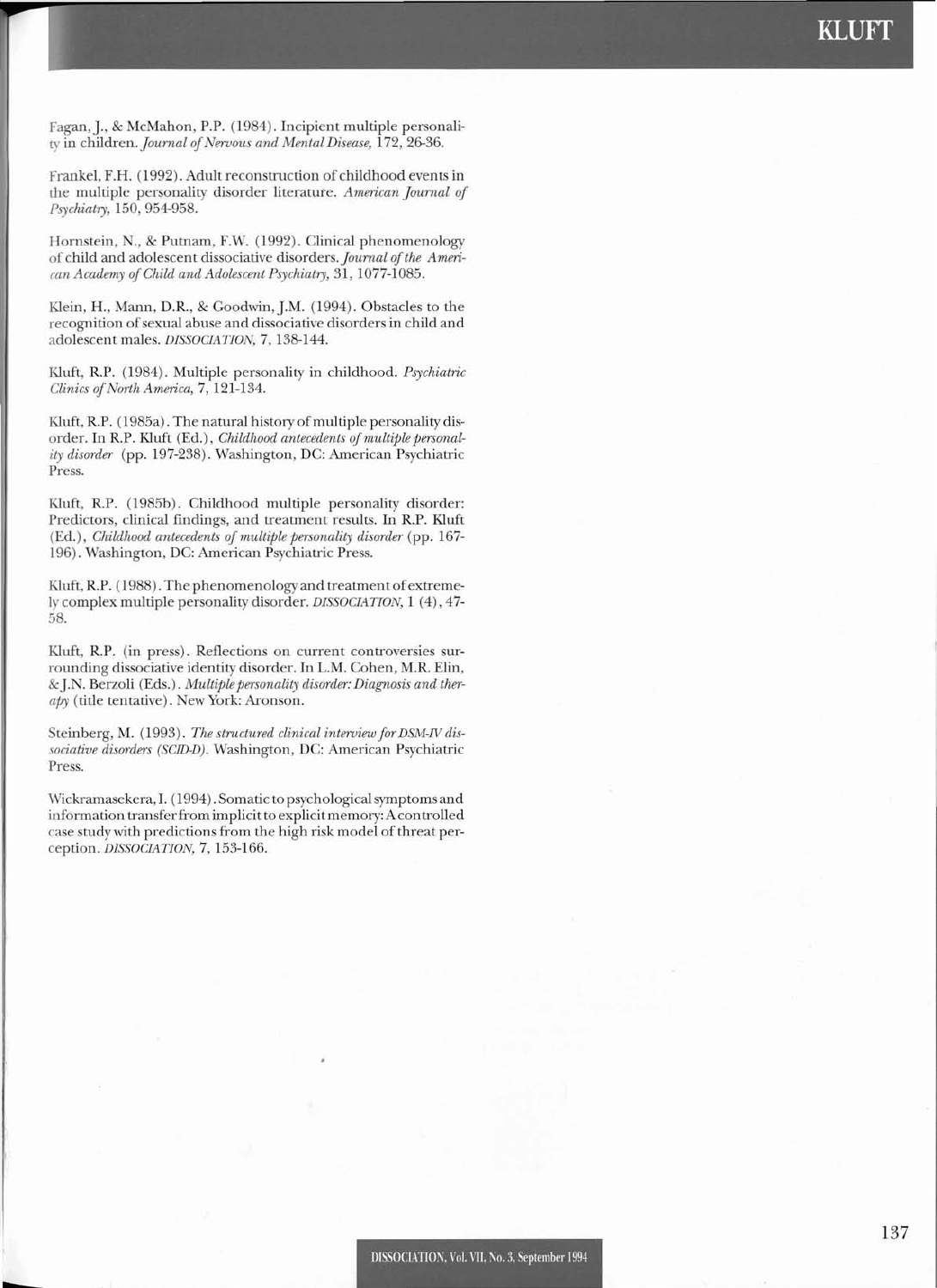Fagan, J., & McMahon, P.P. (1984). Incipient multiple personality in children. *Journal of Nervous and Mental Disease,* 172, 26-36.

Frankel, F.H. (1992). Adult reconstruction of childhood events in the multiple personality disorder literature. *American Journal of Psychiatry,* 150, 954-958.

Hornstein, N., & Putnam, F.W. (1992). Clinical phenomenology of child and adolescent dissociative disorders. *Journal of the American Academy of Child and Adolescent Psychiatry,* 31, 1077-1085.

Klein, H., Mann, D.R., & Goodwin, J.M. (1994). Obstacles to the recognition of sexual abuse and dissociative disorders in child and adolescent males. *DISSOCIATION,* 7, 138-144.

Kluft, R.P. (1984). Multiple personality in childhood. *Psychiatric Clinics of North America,* 7, 121-134.

Kluft, R.P. (1985a). The natural history of multiple personality disorder. In R.P. Kluft (Ed.), *Childhood antecedents of multiple personality disorder* (pp. 197-238). Washington, DC: American Psychiatric Press.

Kluft, R.P. (1985b). Childhood multiple personality disorder: Predictors, clinical findings, and treatment results. In R.P. Kluft (Ed.), *Childhood antecedents of multiple personality disorder* (pp. 167-196). Washington, DC: American Psychiatric Press.

Kluft, R.P. (1988). The phenomenology and treatment of extremely complex multiple personality disorder. *DISSOCIATION,* 1 (4), 47-58.

Kluft, R.P. (in press). Reflections on current controversies surrounding dissociative identity disorder. In L.M. Cohen, M.R. Elin, & J.N. Berzoli (Eds.). *Multiple personality disorder: Diagnosis and therapy* (title tentative). New York: Aronson.

Steinberg, M. (1993). *The structured clinical interview for DSM-IV dissociative disorders (SCID-D).* Washington, DC: American Psychiatric Press.

Wickramasekera, I. (1994). Somatic to psychological symptoms and information transfer from implicit to explicit memory: A controlled case study with predictions from the high risk model of threat perception. *DISSOCIATION,* 7, 153-166.